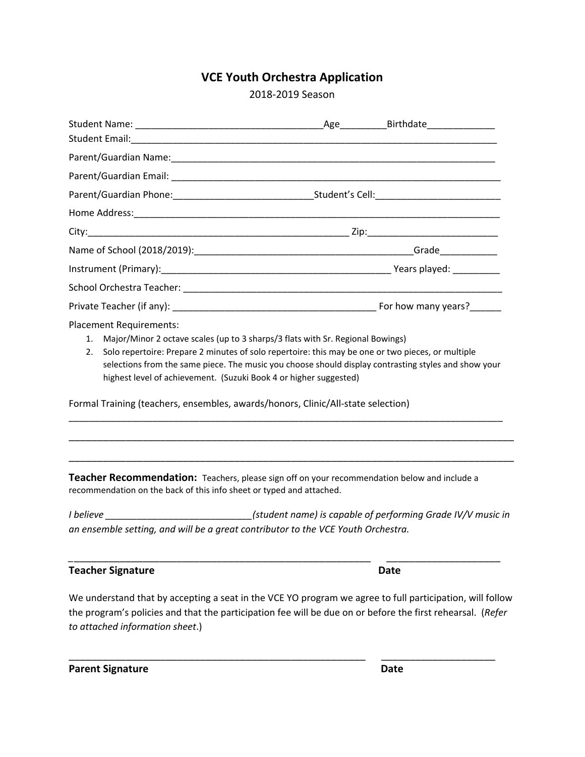# VCE Youth Orchestra Application

2018-2019 Season

Student Name: ___________________________________Age_________Birthdate_____________

Student Email:_________________________________________________________________________

Parent/Guardian Name:_______________________________________________________________

Parent/Guardian Email: ________________________________________________________________

Parent/Guardian Phone:__________________________Student's Cell:________________________

Home Address:__________________________________________________________________________

City:_______________________________________________ Zip:_________________________

Name of School (2018/2019):__________________________________________Grade___________

Instrument (Primary):___________________________________________ Years played: _________

School Orchestra Teacher: _____________________________________________________________

Private Teacher (if any): ______________________________________ For how many years?______

Placement Requirements:

1. Major/Minor 2 octave scales (up to 3 sharps/3 flats with Sr. Regional Bowings)
2. Solo repertoire: Prepare 2 minutes of solo repertoire: this may be one or two pieces, or multiple selections from the same piece. The music you choose should display contrasting styles and show your highest level of achievement. (Suzuki Book 4 or higher suggested)

Formal Training (teachers, ensembles, awards/honors, Clinic/All-state selection)

_____________________________________________________________________________________

_____________________________________________________________________________________

_____________________________________________________________________________________

**Teacher Recommendation:** Teachers, please sign off on your recommendation below and include a recommendation on the back of this info sheet or typed and attached.

*I believe ___________________________(student name) is capable of performing Grade IV/V music in an ensemble setting, and will be a great contributor to the VCE Youth Orchestra.*

_________________________________________________________ _____________________

**Teacher Signature** **Date**

We understand that by accepting a seat in the VCE YO program we agree to full participation, will follow the program's policies and that the participation fee will be due on or before the first rehearsal. (*Refer to attached information sheet*.)

_________________________________________________________ _____________________

**Parent Signature** **Date**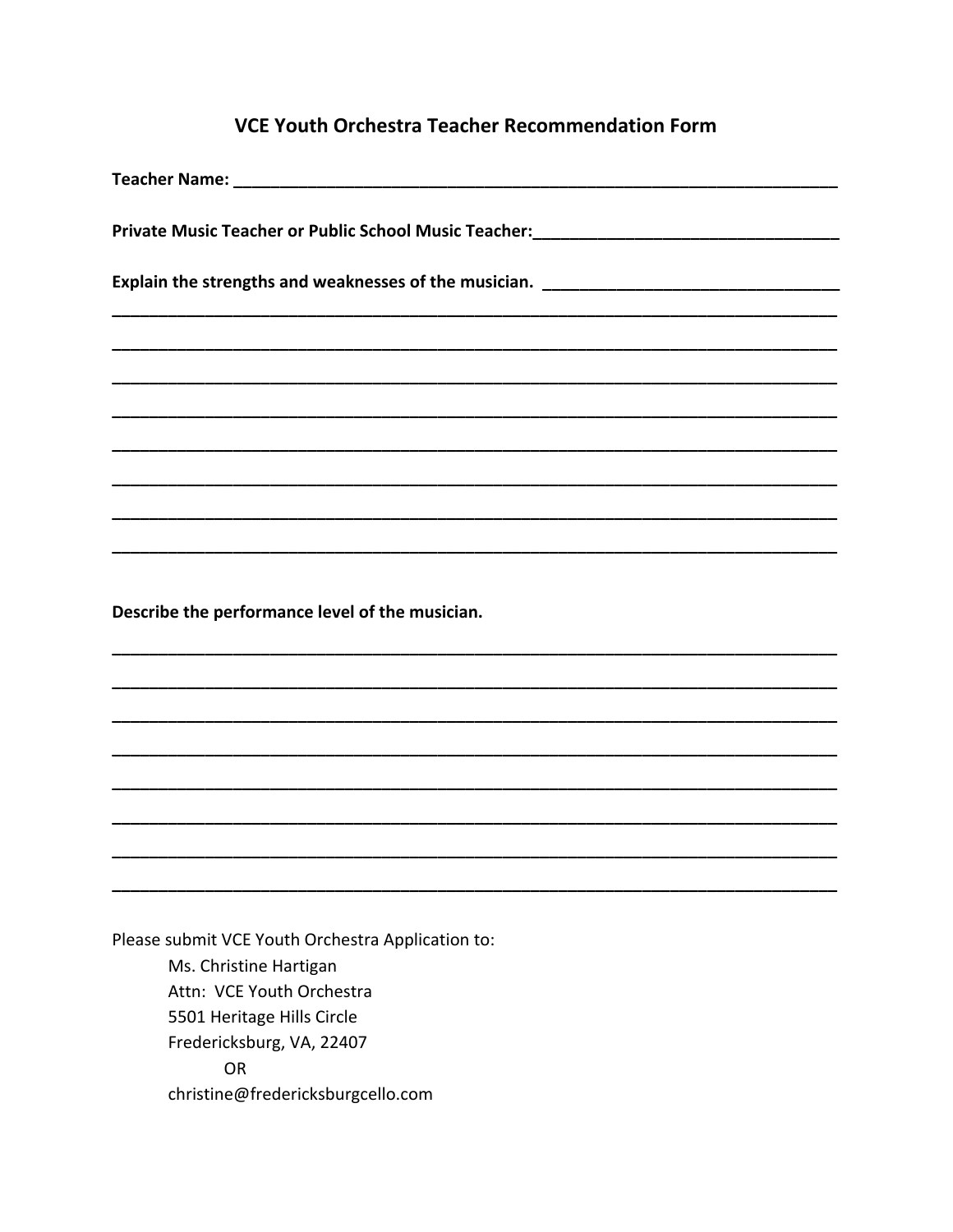# VCE Youth Orchestra Teacher Recommendation Form

**Teacher Name:** ______________________________________________________________

**Private Music Teacher or Public School Music Teacher:**______________________________

**Explain the strengths and weaknesses of the musician.** ____________________________

_____________________________________________________________________________

_____________________________________________________________________________

_____________________________________________________________________________

_____________________________________________________________________________

_____________________________________________________________________________

_____________________________________________________________________________

_____________________________________________________________________________

_____________________________________________________________________________

**Describe the performance level of the musician.**

_____________________________________________________________________________

_____________________________________________________________________________

_____________________________________________________________________________

_____________________________________________________________________________

_____________________________________________________________________________

_____________________________________________________________________________

_____________________________________________________________________________

_____________________________________________________________________________

Please submit VCE Youth Orchestra Application to:

Ms. Christine Hartigan
Attn: VCE Youth Orchestra
5501 Heritage Hills Circle
Fredericksburg, VA, 22407

OR

christine@fredericksburgcello.com